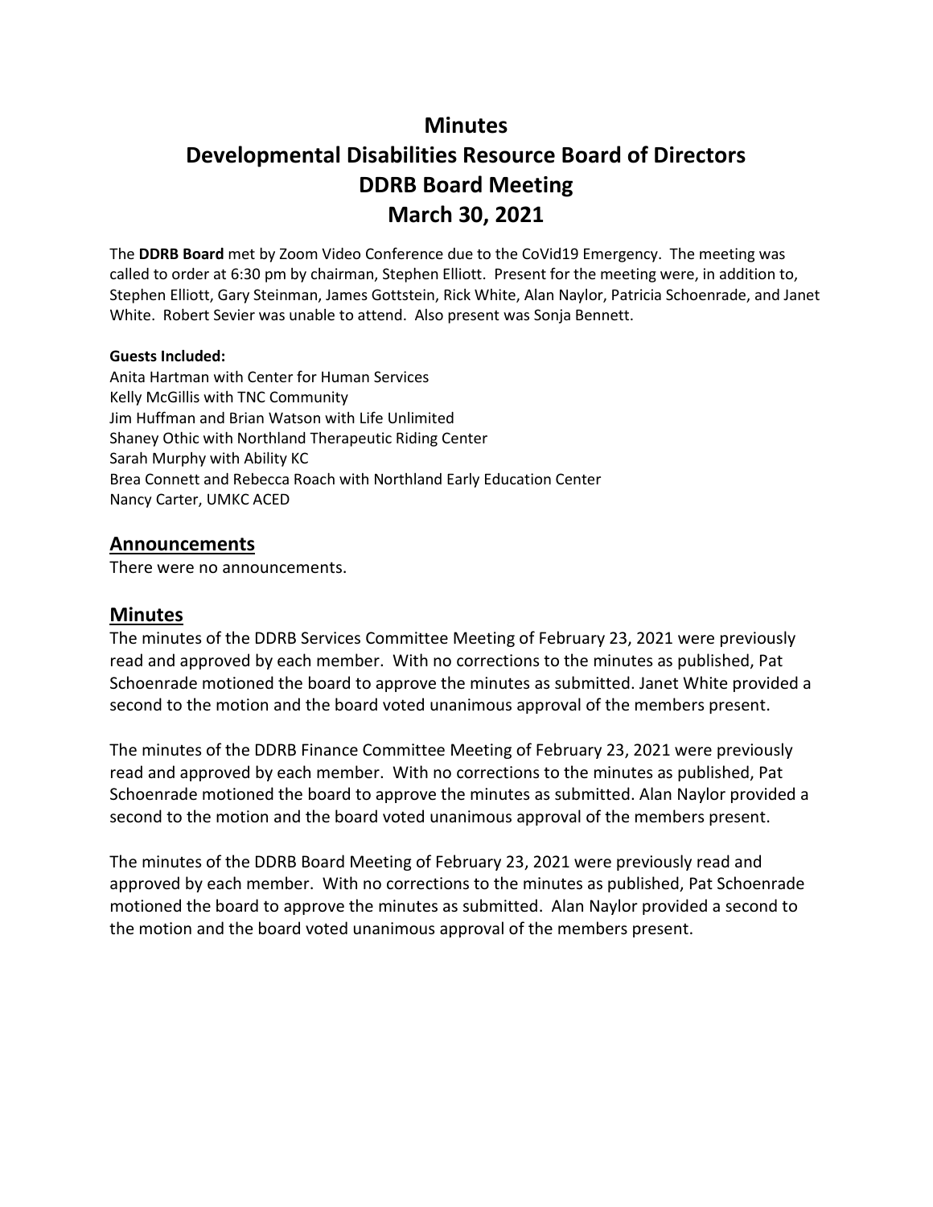# Minutes
# Developmental Disabilities Resource Board of Directors
# DDRB Board Meeting
# March 30, 2021

The **DDRB Board** met by Zoom Video Conference due to the CoVid19 Emergency. The meeting was called to order at 6:30 pm by chairman, Stephen Elliott. Present for the meeting were, in addition to, Stephen Elliott, Gary Steinman, James Gottstein, Rick White, Alan Naylor, Patricia Schoenrade, and Janet White. Robert Sevier was unable to attend. Also present was Sonja Bennett.

**Guests Included:**
Anita Hartman with Center for Human Services
Kelly McGillis with TNC Community
Jim Huffman and Brian Watson with Life Unlimited
Shaney Othic with Northland Therapeutic Riding Center
Sarah Murphy with Ability KC
Brea Connett and Rebecca Roach with Northland Early Education Center
Nancy Carter, UMKC ACED

## Announcements

There were no announcements.

## Minutes

The minutes of the DDRB Services Committee Meeting of February 23, 2021 were previously read and approved by each member. With no corrections to the minutes as published, Pat Schoenrade motioned the board to approve the minutes as submitted. Janet White provided a second to the motion and the board voted unanimous approval of the members present.

The minutes of the DDRB Finance Committee Meeting of February 23, 2021 were previously read and approved by each member. With no corrections to the minutes as published, Pat Schoenrade motioned the board to approve the minutes as submitted. Alan Naylor provided a second to the motion and the board voted unanimous approval of the members present.

The minutes of the DDRB Board Meeting of February 23, 2021 were previously read and approved by each member. With no corrections to the minutes as published, Pat Schoenrade motioned the board to approve the minutes as submitted. Alan Naylor provided a second to the motion and the board voted unanimous approval of the members present.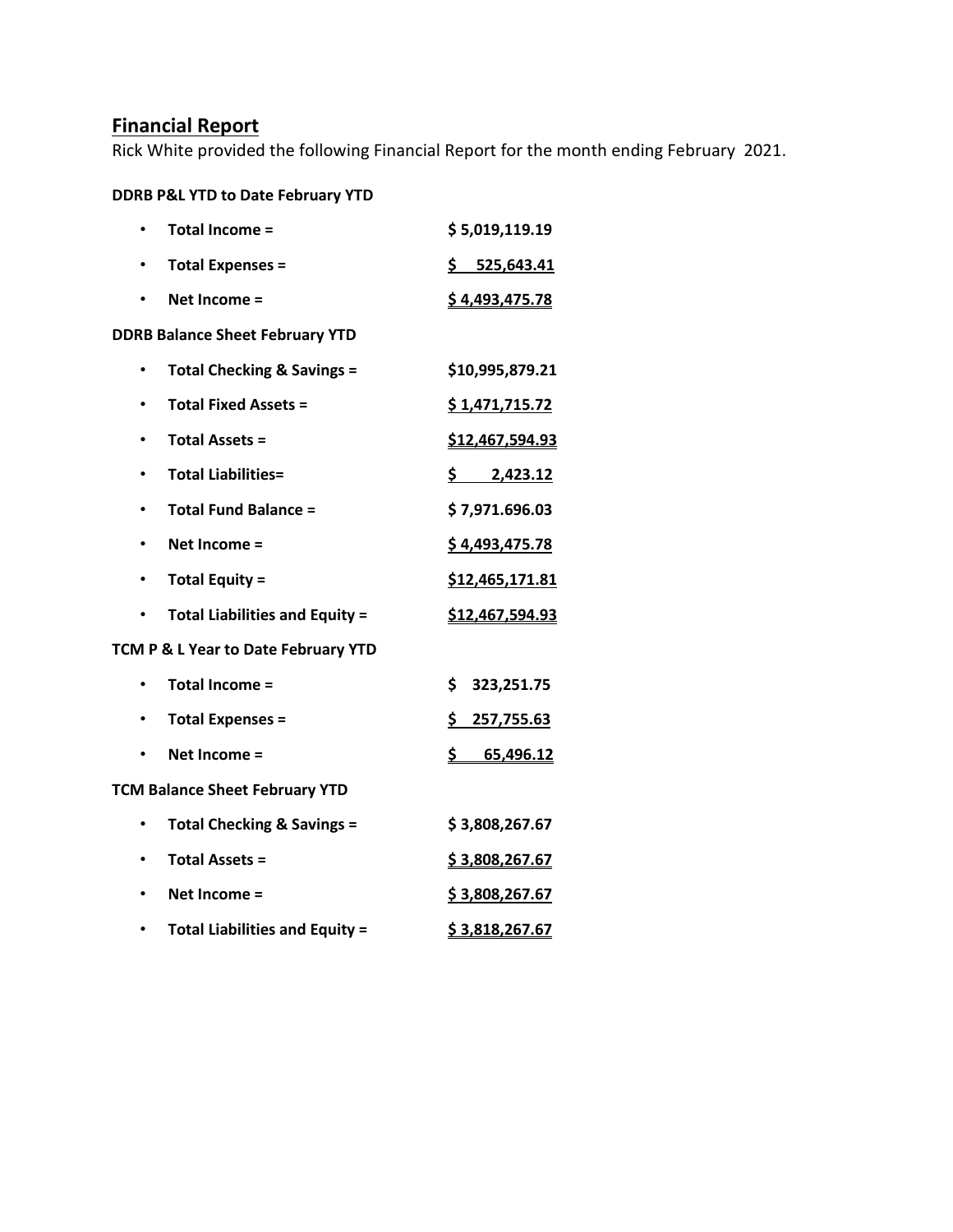## Financial Report

Rick White provided the following Financial Report for the month ending February 2021.

**DDRB P&L YTD to Date February YTD**

- **Total Income =** **$ 5,019,119.19**
- **Total Expenses =** **$ 525,643.41**
- **Net Income =** **$ 4,493,475.78**

**DDRB Balance Sheet February YTD**

- **Total Checking & Savings =** **$10,995,879.21**
- **Total Fixed Assets =** **$ 1,471,715.72**
- **Total Assets =** **$12,467,594.93**
- **Total Liabilities=** **$ 2,423.12**
- **Total Fund Balance =** **$ 7,971.696.03**
- **Net Income =** **$ 4,493,475.78**
- **Total Equity =** **$12,465,171.81**
- **Total Liabilities and Equity =** **$12,467,594.93**

**TCM P & L Year to Date February YTD**

- **Total Income =** **$ 323,251.75**
- **Total Expenses =** **$ 257,755.63**
- **Net Income =** **$ 65,496.12**

**TCM Balance Sheet February YTD**

- **Total Checking & Savings =** **$ 3,808,267.67**
- **Total Assets =** **$ 3,808,267.67**
- **Net Income =** **$ 3,808,267.67**
- **Total Liabilities and Equity =** **$ 3,818,267.67**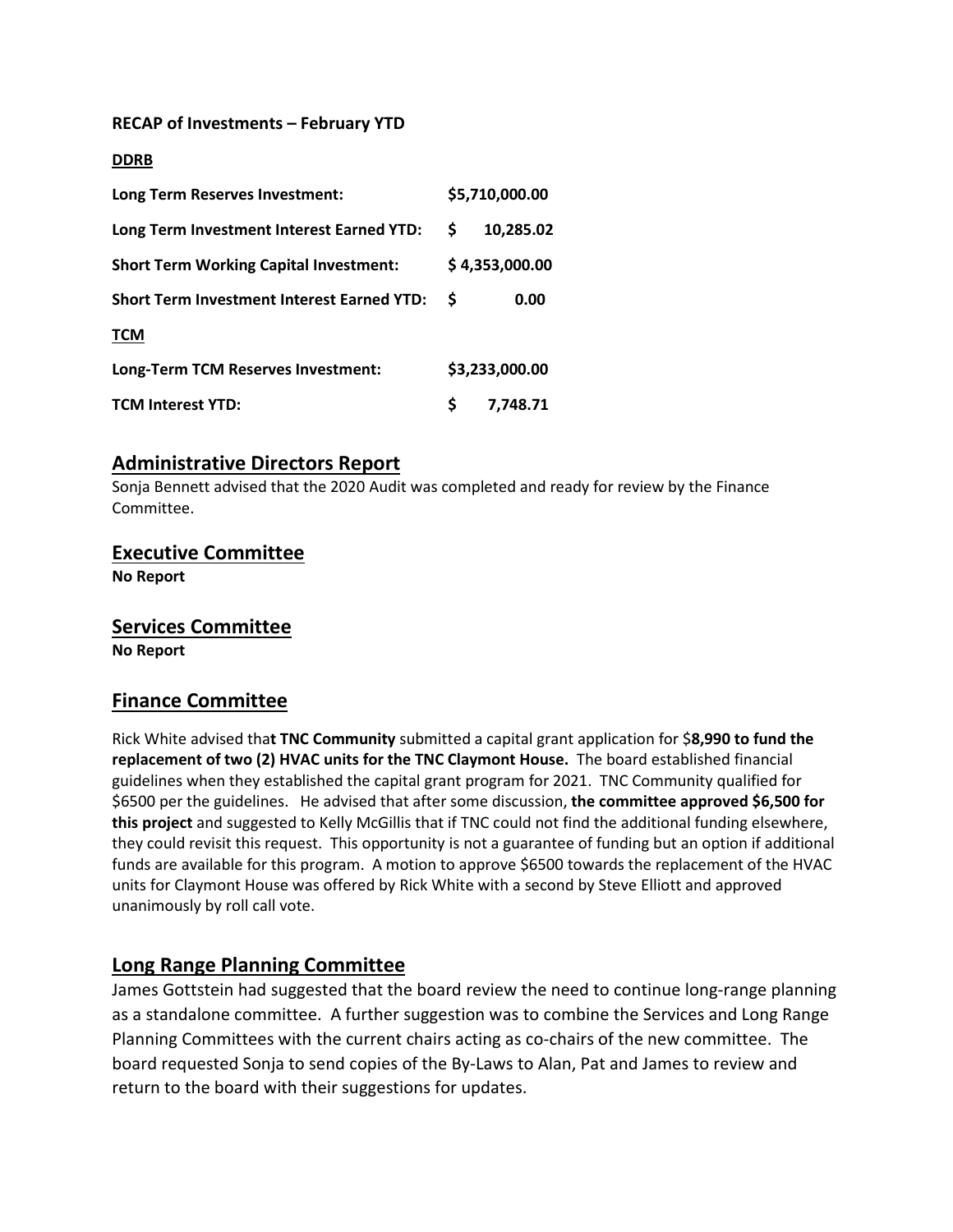**RECAP of Investments – February YTD**

**DDRB**

| | |
|---|---|
| **Long Term Reserves Investment:** | **$5,710,000.00** |
| **Long Term Investment Interest Earned YTD:** | **$ 10,285.02** |
| **Short Term Working Capital Investment:** | **$ 4,353,000.00** |
| **Short Term Investment Interest Earned YTD:** | **$ 0.00** |

**TCM**

| | |
|---|---|
| **Long-Term TCM Reserves Investment:** | **$3,233,000.00** |
| **TCM Interest YTD:** | **$ 7,748.71** |

## Administrative Directors Report

Sonja Bennett advised that the 2020 Audit was completed and ready for review by the Finance Committee.

## Executive Committee

**No Report**

## Services Committee

**No Report**

## Finance Committee

Rick White advised tha**t TNC Community** submitted a capital grant application for $**8,990 to fund the replacement of two (2) HVAC units for the TNC Claymont House.** The board established financial guidelines when they established the capital grant program for 2021. TNC Community qualified for $6500 per the guidelines. He advised that after some discussion, **the committee approved $6,500 for this project** and suggested to Kelly McGillis that if TNC could not find the additional funding elsewhere, they could revisit this request. This opportunity is not a guarantee of funding but an option if additional funds are available for this program. A motion to approve $6500 towards the replacement of the HVAC units for Claymont House was offered by Rick White with a second by Steve Elliott and approved unanimously by roll call vote.

## Long Range Planning Committee

James Gottstein had suggested that the board review the need to continue long-range planning as a standalone committee. A further suggestion was to combine the Services and Long Range Planning Committees with the current chairs acting as co-chairs of the new committee. The board requested Sonja to send copies of the By-Laws to Alan, Pat and James to review and return to the board with their suggestions for updates.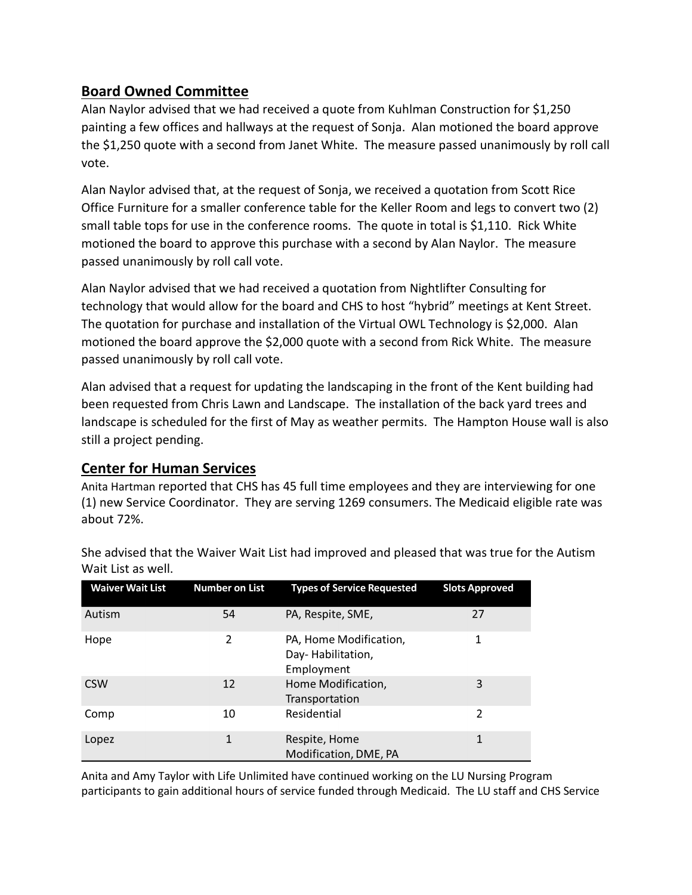## Board Owned Committee

Alan Naylor advised that we had received a quote from Kuhlman Construction for $1,250 painting a few offices and hallways at the request of Sonja. Alan motioned the board approve the $1,250 quote with a second from Janet White. The measure passed unanimously by roll call vote.

Alan Naylor advised that, at the request of Sonja, we received a quotation from Scott Rice Office Furniture for a smaller conference table for the Keller Room and legs to convert two (2) small table tops for use in the conference rooms. The quote in total is $1,110. Rick White motioned the board to approve this purchase with a second by Alan Naylor. The measure passed unanimously by roll call vote.

Alan Naylor advised that we had received a quotation from Nightlifter Consulting for technology that would allow for the board and CHS to host "hybrid" meetings at Kent Street. The quotation for purchase and installation of the Virtual OWL Technology is $2,000. Alan motioned the board approve the $2,000 quote with a second from Rick White. The measure passed unanimously by roll call vote.

Alan advised that a request for updating the landscaping in the front of the Kent building had been requested from Chris Lawn and Landscape. The installation of the back yard trees and landscape is scheduled for the first of May as weather permits. The Hampton House wall is also still a project pending.

## Center for Human Services

Anita Hartman reported that CHS has 45 full time employees and they are interviewing for one (1) new Service Coordinator. They are serving 1269 consumers. The Medicaid eligible rate was about 72%.

She advised that the Waiver Wait List had improved and pleased that was true for the Autism Wait List as well.

| Waiver Wait List | Number on List | Types of Service Requested | Slots Approved |
|---|---|---|---|
| Autism | 54 | PA, Respite, SME, | 27 |
| Hope | 2 | PA, Home Modification, Day- Habilitation, Employment | 1 |
| CSW | 12 | Home Modification, Transportation | 3 |
| Comp | 10 | Residential | 2 |
| Lopez | 1 | Respite, Home Modification, DME, PA | 1 |

Anita and Amy Taylor with Life Unlimited have continued working on the LU Nursing Program participants to gain additional hours of service funded through Medicaid. The LU staff and CHS Service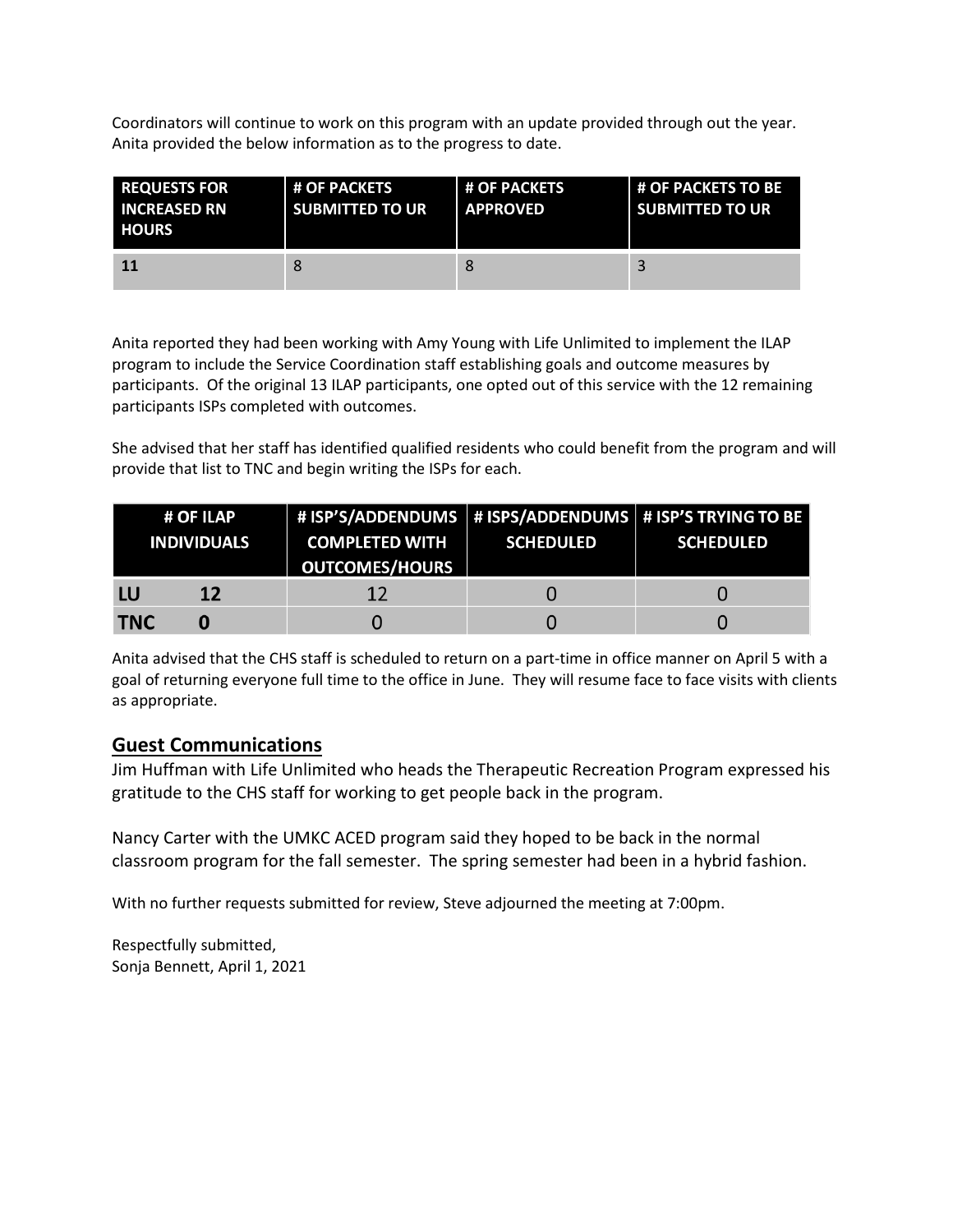Coordinators will continue to work on this program with an update provided through out the year. Anita provided the below information as to the progress to date.

| REQUESTS FOR INCREASED RN HOURS | # OF PACKETS SUBMITTED TO UR | # OF PACKETS APPROVED | # OF PACKETS TO BE SUBMITTED TO UR |
|---|---|---|---|
| **11** | 8 | 8 | 3 |

Anita reported they had been working with Amy Young with Life Unlimited to implement the ILAP program to include the Service Coordination staff establishing goals and outcome measures by participants. Of the original 13 ILAP participants, one opted out of this service with the 12 remaining participants ISPs completed with outcomes.

She advised that her staff has identified qualified residents who could benefit from the program and will provide that list to TNC and begin writing the ISPs for each.

| # OF ILAP INDIVIDUALS | | # ISP'S/ADDENDUMS COMPLETED WITH OUTCOMES/HOURS | # ISPS/ADDENDUMS SCHEDULED | # ISP'S TRYING TO BE SCHEDULED |
|---|---|---|---|---|
| **LU** | **12** | 12 | 0 | 0 |
| **TNC** | **0** | 0 | 0 | 0 |

Anita advised that the CHS staff is scheduled to return on a part-time in office manner on April 5 with a goal of returning everyone full time to the office in June. They will resume face to face visits with clients as appropriate.

## Guest Communications

Jim Huffman with Life Unlimited who heads the Therapeutic Recreation Program expressed his gratitude to the CHS staff for working to get people back in the program.

Nancy Carter with the UMKC ACED program said they hoped to be back in the normal classroom program for the fall semester. The spring semester had been in a hybrid fashion.

With no further requests submitted for review, Steve adjourned the meeting at 7:00pm.

Respectfully submitted,
Sonja Bennett, April 1, 2021